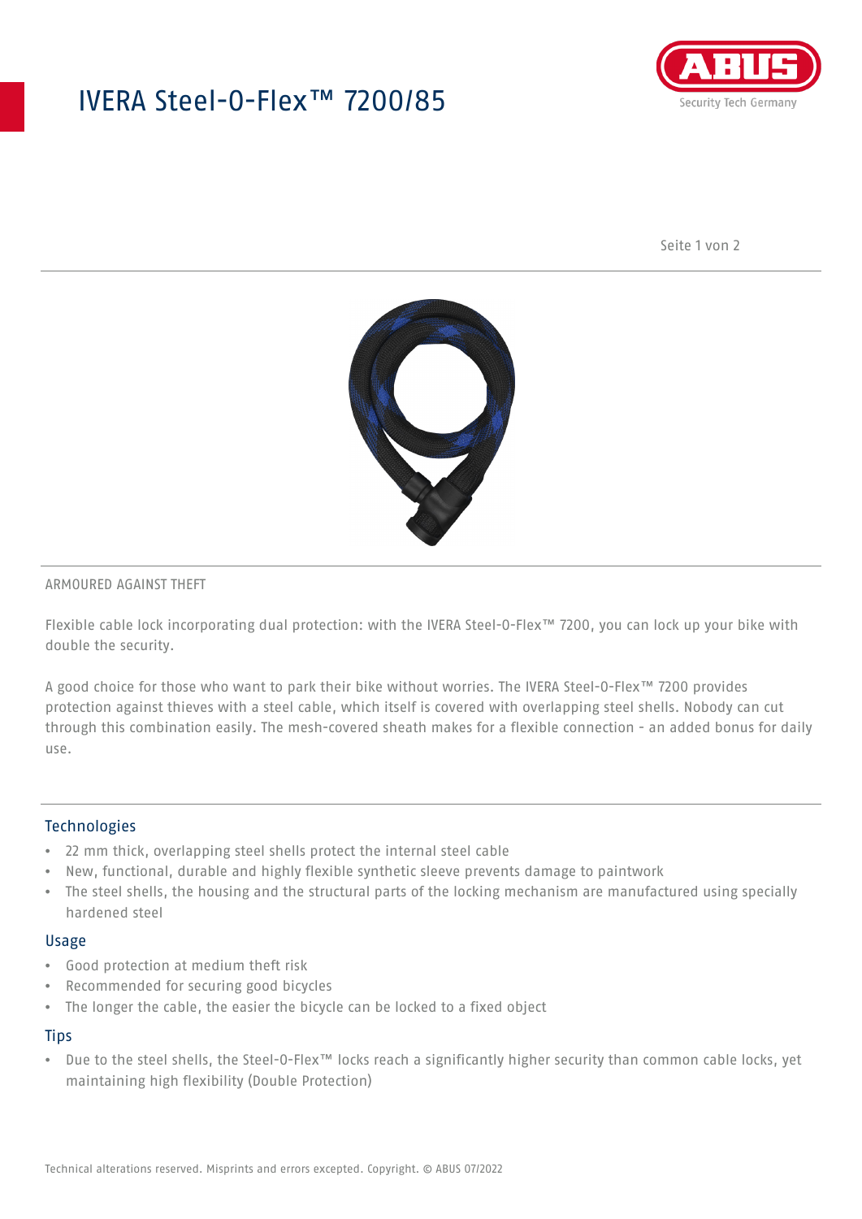# IVERA Steel-O-Flex™ 7200/85

ARMOURED AGAINST THEFT

Flexible cable lock incorporating dual protection: with the IVERA Steel-O-Flex™ 7200, you can lock up your bike with double the security.

A good choice for those who want to park their bike without worries. The IVERA Steel-O-Flex™ 7200 provides protection against thieves with a steel cable, which itself is covered with overlapping steel shells. Nobody can cut through this combination easily. The mesh-covered sheath makes for a flexible connection - an added bonus for daily use.

## Technologies

- 22 mm thick, overlapping steel shells protect the internal steel cable
- New, functional, durable and highly flexible synthetic sleeve prevents damage to paintwork
- The steel shells, the housing and the structural parts of the locking mechanism are manufactured using specially hardened steel

## Usage

- Good protection at medium theft risk
- Recommended for securing good bicycles
- The longer the cable, the easier the bicycle can be locked to a fixed object

## Tips

- Due to the steel shells, the Steel-O-Flex™ locks reach a significantly higher security than common cable locks, yet maintaining high flexibility (Double Protection)

Technical alterations reserved. Misprints and errors excepted. Copyright. © ABUS 07/2022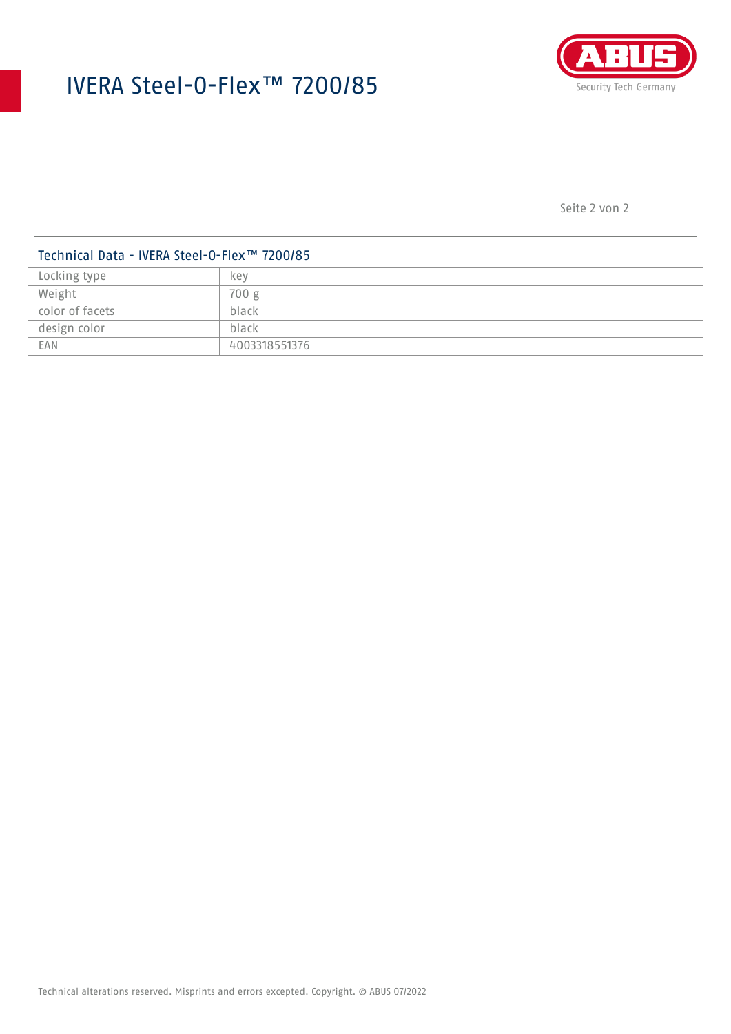# IVERA Steel-O-Flex™ 7200/85

## Technical Data - IVERA Steel-O-Flex™ 7200/85

| | |
|---|---|
| Locking type | key |
| Weight | 700 g |
| color of facets | black |
| design color | black |
| EAN | 4003318551376 |

Technical alterations reserved. Misprints and errors excepted. Copyright. © ABUS 07/2022